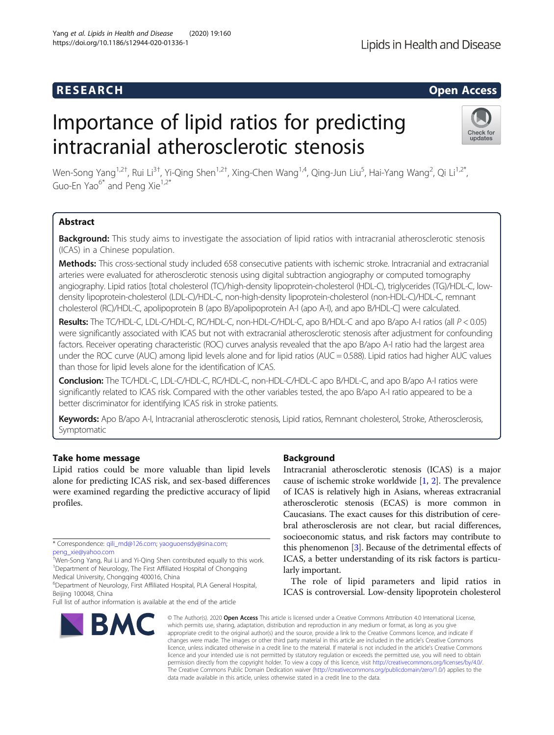RESEARCH

Open Access

# Importance of lipid ratios for predicting intracranial atherosclerotic stenosis

Wen-Song Yang[1,2†], Rui Li[3†], Yi-Qing Shen[1,2†], Xing-Chen Wang[1,4], Qing-Jun Liu[5], Hai-Yang Wang[2], Qi Li[1,2*], Guo-En Yao[6*] and Peng Xie[1,2*]

## Abstract

**Background:** This study aims to investigate the association of lipid ratios with intracranial atherosclerotic stenosis (ICAS) in a Chinese population.

**Methods:** This cross-sectional study included 658 consecutive patients with ischemic stroke. Intracranial and extracranial arteries were evaluated for atherosclerotic stenosis using digital subtraction angiography or computed tomography angiography. Lipid ratios [total cholesterol (TC)/high-density lipoprotein-cholesterol (HDL-C), triglycerides (TG)/HDL-C, low-density lipoprotein-cholesterol (LDL-C)/HDL-C, non-high-density lipoprotein-cholesterol (non-HDL-C)/HDL-C, remnant cholesterol (RC)/HDL-C, apolipoprotein B (apo B)/apolipoprotein A-I (apo A-I), and apo B/HDL-C] were calculated.

**Results:** The TC/HDL-C, LDL-C/HDL-C, RC/HDL-C, non-HDL-C/HDL-C, apo B/HDL-C and apo B/apo A-I ratios (all $P < 0.05$) were significantly associated with ICAS but not with extracranial atherosclerotic stenosis after adjustment for confounding factors. Receiver operating characteristic (ROC) curves analysis revealed that the apo B/apo A-I ratio had the largest area under the ROC curve (AUC) among lipid levels alone and for lipid ratios (AUC = 0.588). Lipid ratios had higher AUC values than those for lipid levels alone for the identification of ICAS.

**Conclusion:** The TC/HDL-C, LDL-C/HDL-C, RC/HDL-C, non-HDL-C/HDL-C apo B/HDL-C, and apo B/apo A-I ratios were significantly related to ICAS risk. Compared with the other variables tested, the apo B/apo A-I ratio appeared to be a better discriminator for identifying ICAS risk in stroke patients.

**Keywords:** Apo B/apo A-I, Intracranial atherosclerotic stenosis, Lipid ratios, Remnant cholesterol, Stroke, Atherosclerosis, Symptomatic

## Take home message

Lipid ratios could be more valuable than lipid levels alone for predicting ICAS risk, and sex-based differences were examined regarding the predictive accuracy of lipid profiles.

## Background

Intracranial atherosclerotic stenosis (ICAS) is a major cause of ischemic stroke worldwide [1, 2]. The prevalence of ICAS is relatively high in Asians, whereas extracranial atherosclerotic stenosis (ECAS) is more common in Caucasians. The exact causes for this distribution of cerebral atherosclerosis are not clear, but racial differences, socioeconomic status, and risk factors may contribute to this phenomenon [3]. Because of the detrimental effects of ICAS, a better understanding of its risk factors is particularly important.

The role of lipid parameters and lipid ratios in ICAS is controversial. Low-density lipoprotein cholesterol

---

* Correspondence: qili_md@126.com; yaoguoensdy@sina.com; peng_xie@yahoo.com

†Wen-Song Yang, Rui Li and Yi-Qing Shen contributed equally to this work.

[1]Department of Neurology, The First Affiliated Hospital of Chongqing Medical University, Chongqing 400016, China

[6]Department of Neurology, First Affiliated Hospital, PLA General Hospital, Beijing 100048, China

Full list of author information is available at the end of the article

© The Author(s). 2020 **Open Access** This article is licensed under a Creative Commons Attribution 4.0 International License, which permits use, sharing, adaptation, distribution and reproduction in any medium or format, as long as you give appropriate credit to the original author(s) and the source, provide a link to the Creative Commons licence, and indicate if changes were made. The images or other third party material in this article are included in the article's Creative Commons licence, unless indicated otherwise in a credit line to the material. If material is not included in the article's Creative Commons licence and your intended use is not permitted by statutory regulation or exceeds the permitted use, you will need to obtain permission directly from the copyright holder. To view a copy of this licence, visit http://creativecommons.org/licenses/by/4.0/. The Creative Commons Public Domain Dedication waiver (http://creativecommons.org/publicdomain/zero/1.0/) applies to the data made available in this article, unless otherwise stated in a credit line to the data.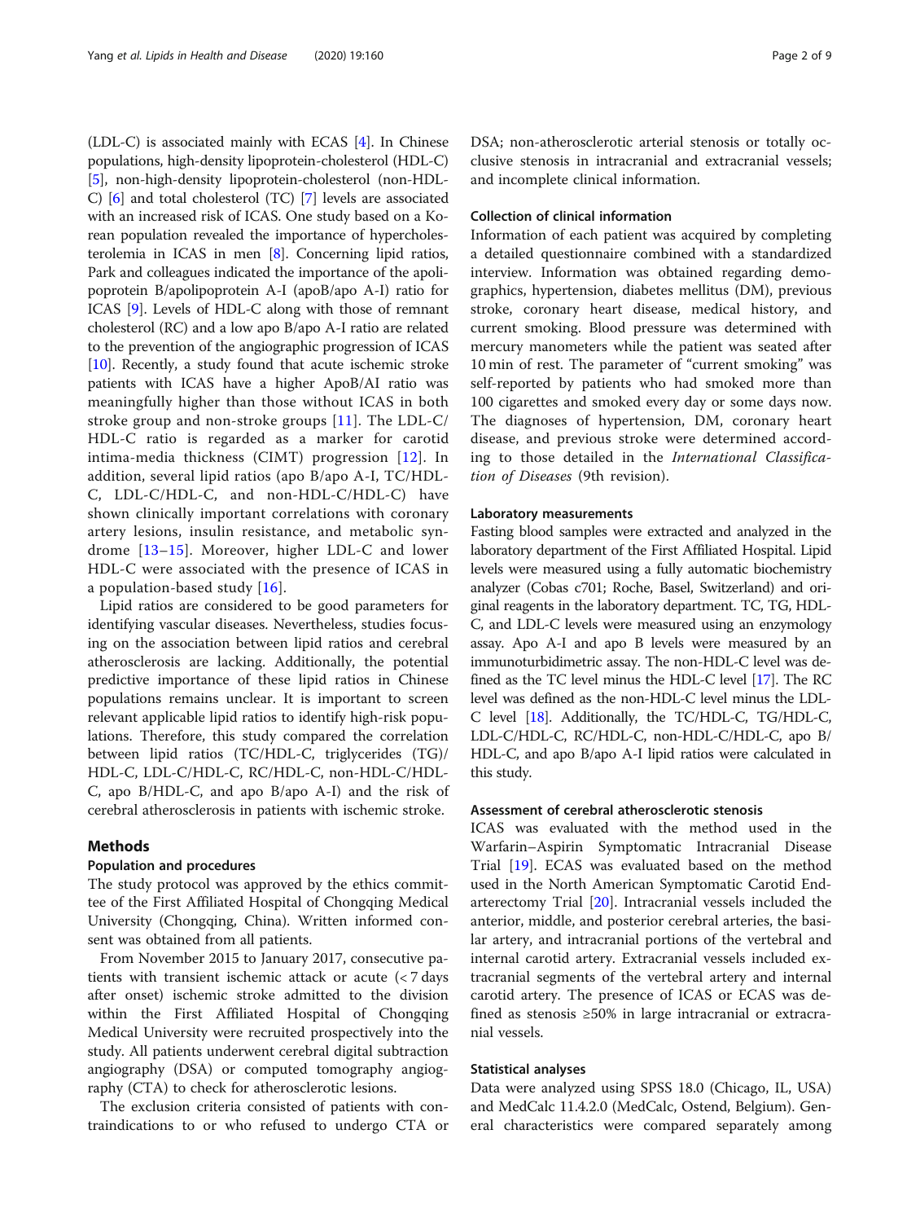(LDL-C) is associated mainly with ECAS [4]. In Chinese populations, high-density lipoprotein-cholesterol (HDL-C) [5], non-high-density lipoprotein-cholesterol (non-HDL-C) [6] and total cholesterol (TC) [7] levels are associated with an increased risk of ICAS. One study based on a Korean population revealed the importance of hypercholesterolemia in ICAS in men [8]. Concerning lipid ratios, Park and colleagues indicated the importance of the apolipoprotein B/apolipoprotein A-I (apoB/apo A-I) ratio for ICAS [9]. Levels of HDL-C along with those of remnant cholesterol (RC) and a low apo B/apo A-I ratio are related to the prevention of the angiographic progression of ICAS [10]. Recently, a study found that acute ischemic stroke patients with ICAS have a higher ApoB/AI ratio was meaningfully higher than those without ICAS in both stroke group and non-stroke groups [11]. The LDL-C/HDL-C ratio is regarded as a marker for carotid intima-media thickness (CIMT) progression [12]. In addition, several lipid ratios (apo B/apo A-I, TC/HDL-C, LDL-C/HDL-C, and non-HDL-C/HDL-C) have shown clinically important correlations with coronary artery lesions, insulin resistance, and metabolic syndrome [13–15]. Moreover, higher LDL-C and lower HDL-C were associated with the presence of ICAS in a population-based study [16].

Lipid ratios are considered to be good parameters for identifying vascular diseases. Nevertheless, studies focusing on the association between lipid ratios and cerebral atherosclerosis are lacking. Additionally, the potential predictive importance of these lipid ratios in Chinese populations remains unclear. It is important to screen relevant applicable lipid ratios to identify high-risk populations. Therefore, this study compared the correlation between lipid ratios (TC/HDL-C, triglycerides (TG)/HDL-C, LDL-C/HDL-C, RC/HDL-C, non-HDL-C/HDL-C, apo B/HDL-C, and apo B/apo A-I) and the risk of cerebral atherosclerosis in patients with ischemic stroke.

## Methods

### Population and procedures

The study protocol was approved by the ethics committee of the First Affiliated Hospital of Chongqing Medical University (Chongqing, China). Written informed consent was obtained from all patients.

From November 2015 to January 2017, consecutive patients with transient ischemic attack or acute (< 7 days after onset) ischemic stroke admitted to the division within the First Affiliated Hospital of Chongqing Medical University were recruited prospectively into the study. All patients underwent cerebral digital subtraction angiography (DSA) or computed tomography angiography (CTA) to check for atherosclerotic lesions.

The exclusion criteria consisted of patients with contraindications to or who refused to undergo CTA or DSA; non-atherosclerotic arterial stenosis or totally occlusive stenosis in intracranial and extracranial vessels; and incomplete clinical information.

### Collection of clinical information

Information of each patient was acquired by completing a detailed questionnaire combined with a standardized interview. Information was obtained regarding demographics, hypertension, diabetes mellitus (DM), previous stroke, coronary heart disease, medical history, and current smoking. Blood pressure was determined with mercury manometers while the patient was seated after 10 min of rest. The parameter of "current smoking" was self-reported by patients who had smoked more than 100 cigarettes and smoked every day or some days now. The diagnoses of hypertension, DM, coronary heart disease, and previous stroke were determined according to those detailed in the *International Classification of Diseases* (9th revision).

### Laboratory measurements

Fasting blood samples were extracted and analyzed in the laboratory department of the First Affiliated Hospital. Lipid levels were measured using a fully automatic biochemistry analyzer (Cobas c701; Roche, Basel, Switzerland) and original reagents in the laboratory department. TC, TG, HDL-C, and LDL-C levels were measured using an enzymology assay. Apo A-I and apo B levels were measured by an immunoturbidimetric assay. The non-HDL-C level was defined as the TC level minus the HDL-C level [17]. The RC level was defined as the non-HDL-C level minus the LDL-C level [18]. Additionally, the TC/HDL-C, TG/HDL-C, LDL-C/HDL-C, RC/HDL-C, non-HDL-C/HDL-C, apo B/HDL-C, and apo B/apo A-I lipid ratios were calculated in this study.

### Assessment of cerebral atherosclerotic stenosis

ICAS was evaluated with the method used in the Warfarin–Aspirin Symptomatic Intracranial Disease Trial [19]. ECAS was evaluated based on the method used in the North American Symptomatic Carotid Endarterectomy Trial [20]. Intracranial vessels included the anterior, middle, and posterior cerebral arteries, the basilar artery, and intracranial portions of the vertebral and internal carotid artery. Extracranial vessels included extracranial segments of the vertebral artery and internal carotid artery. The presence of ICAS or ECAS was defined as stenosis ≥50% in large intracranial or extracranial vessels.

### Statistical analyses

Data were analyzed using SPSS 18.0 (Chicago, IL, USA) and MedCalc 11.4.2.0 (MedCalc, Ostend, Belgium). General characteristics were compared separately among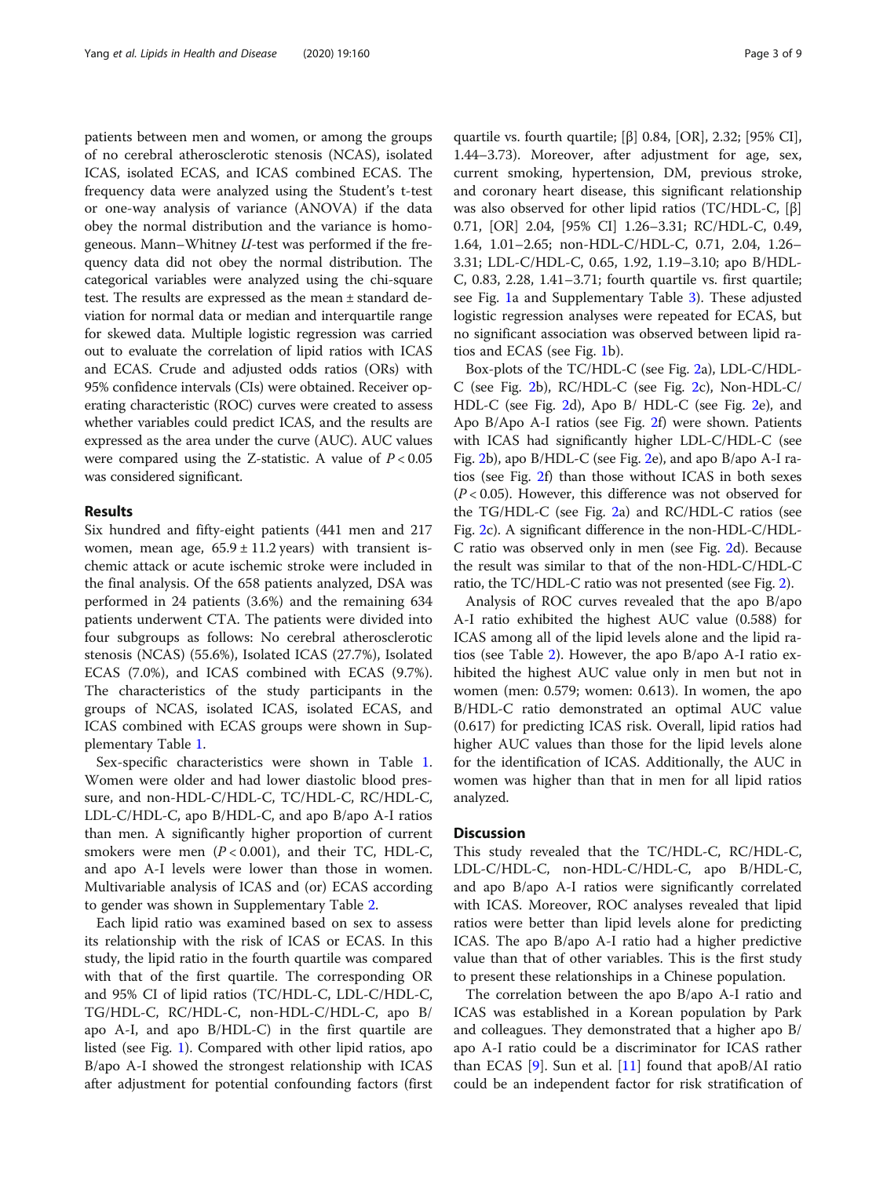patients between men and women, or among the groups of no cerebral atherosclerotic stenosis (NCAS), isolated ICAS, isolated ECAS, and ICAS combined ECAS. The frequency data were analyzed using the Student's t-test or one-way analysis of variance (ANOVA) if the data obey the normal distribution and the variance is homogeneous. Mann–Whitney *U*-test was performed if the frequency data did not obey the normal distribution. The categorical variables were analyzed using the chi-square test. The results are expressed as the mean ± standard deviation for normal data or median and interquartile range for skewed data. Multiple logistic regression was carried out to evaluate the correlation of lipid ratios with ICAS and ECAS. Crude and adjusted odds ratios (ORs) with 95% confidence intervals (CIs) were obtained. Receiver operating characteristic (ROC) curves were created to assess whether variables could predict ICAS, and the results are expressed as the area under the curve (AUC). AUC values were compared using the Z-statistic. A value of $P < 0.05$ was considered significant.

## Results

Six hundred and fifty-eight patients (441 men and 217 women, mean age, $65.9 \pm 11.2$ years) with transient ischemic attack or acute ischemic stroke were included in the final analysis. Of the 658 patients analyzed, DSA was performed in 24 patients (3.6%) and the remaining 634 patients underwent CTA. The patients were divided into four subgroups as follows: No cerebral atherosclerotic stenosis (NCAS) (55.6%), Isolated ICAS (27.7%), Isolated ECAS (7.0%), and ICAS combined with ECAS (9.7%). The characteristics of the study participants in the groups of NCAS, isolated ICAS, isolated ECAS, and ICAS combined with ECAS groups were shown in Supplementary Table 1.

Sex-specific characteristics were shown in Table 1. Women were older and had lower diastolic blood pressure, and non-HDL-C/HDL-C, TC/HDL-C, RC/HDL-C, LDL-C/HDL-C, apo B/HDL-C, and apo B/apo A-I ratios than men. A significantly higher proportion of current smokers were men ($P < 0.001$), and their TC, HDL-C, and apo A-I levels were lower than those in women. Multivariable analysis of ICAS and (or) ECAS according to gender was shown in Supplementary Table 2.

Each lipid ratio was examined based on sex to assess its relationship with the risk of ICAS or ECAS. In this study, the lipid ratio in the fourth quartile was compared with that of the first quartile. The corresponding OR and 95% CI of lipid ratios (TC/HDL-C, LDL-C/HDL-C, TG/HDL-C, RC/HDL-C, non-HDL-C/HDL-C, apo B/apo A-I, and apo B/HDL-C) in the first quartile are listed (see Fig. 1). Compared with other lipid ratios, apo B/apo A-I showed the strongest relationship with ICAS after adjustment for potential confounding factors (first quartile vs. fourth quartile; [β] 0.84, [OR], 2.32; [95% CI], 1.44–3.73). Moreover, after adjustment for age, sex, current smoking, hypertension, DM, previous stroke, and coronary heart disease, this significant relationship was also observed for other lipid ratios (TC/HDL-C, [β] 0.71, [OR] 2.04, [95% CI] 1.26–3.31; RC/HDL-C, 0.49, 1.64, 1.01–2.65; non-HDL-C/HDL-C, 0.71, 2.04, 1.26–3.31; LDL-C/HDL-C, 0.65, 1.92, 1.19–3.10; apo B/HDL-C, 0.83, 2.28, 1.41–3.71; fourth quartile vs. first quartile; see Fig. 1a and Supplementary Table 3). These adjusted logistic regression analyses were repeated for ECAS, but no significant association was observed between lipid ratios and ECAS (see Fig. 1b).

Box-plots of the TC/HDL-C (see Fig. 2a), LDL-C/HDL-C (see Fig. 2b), RC/HDL-C (see Fig. 2c), Non-HDL-C/HDL-C (see Fig. 2d), Apo B/ HDL-C (see Fig. 2e), and Apo B/Apo A-I ratios (see Fig. 2f) were shown. Patients with ICAS had significantly higher LDL-C/HDL-C (see Fig. 2b), apo B/HDL-C (see Fig. 2e), and apo B/apo A-I ratios (see Fig. 2f) than those without ICAS in both sexes ($P < 0.05$). However, this difference was not observed for the TG/HDL-C (see Fig. 2a) and RC/HDL-C ratios (see Fig. 2c). A significant difference in the non-HDL-C/HDL-C ratio was observed only in men (see Fig. 2d). Because the result was similar to that of the non-HDL-C/HDL-C ratio, the TC/HDL-C ratio was not presented (see Fig. 2).

Analysis of ROC curves revealed that the apo B/apo A-I ratio exhibited the highest AUC value (0.588) for ICAS among all of the lipid levels alone and the lipid ratios (see Table 2). However, the apo B/apo A-I ratio exhibited the highest AUC value only in men but not in women (men: 0.579; women: 0.613). In women, the apo B/HDL-C ratio demonstrated an optimal AUC value (0.617) for predicting ICAS risk. Overall, lipid ratios had higher AUC values than those for the lipid levels alone for the identification of ICAS. Additionally, the AUC in women was higher than that in men for all lipid ratios analyzed.

## Discussion

This study revealed that the TC/HDL-C, RC/HDL-C, LDL-C/HDL-C, non-HDL-C/HDL-C, apo B/HDL-C, and apo B/apo A-I ratios were significantly correlated with ICAS. Moreover, ROC analyses revealed that lipid ratios were better than lipid levels alone for predicting ICAS. The apo B/apo A-I ratio had a higher predictive value than that of other variables. This is the first study to present these relationships in a Chinese population.

The correlation between the apo B/apo A-I ratio and ICAS was established in a Korean population by Park and colleagues. They demonstrated that a higher apo B/apo A-I ratio could be a discriminator for ICAS rather than ECAS [9]. Sun et al. [11] found that apoB/AI ratio could be an independent factor for risk stratification of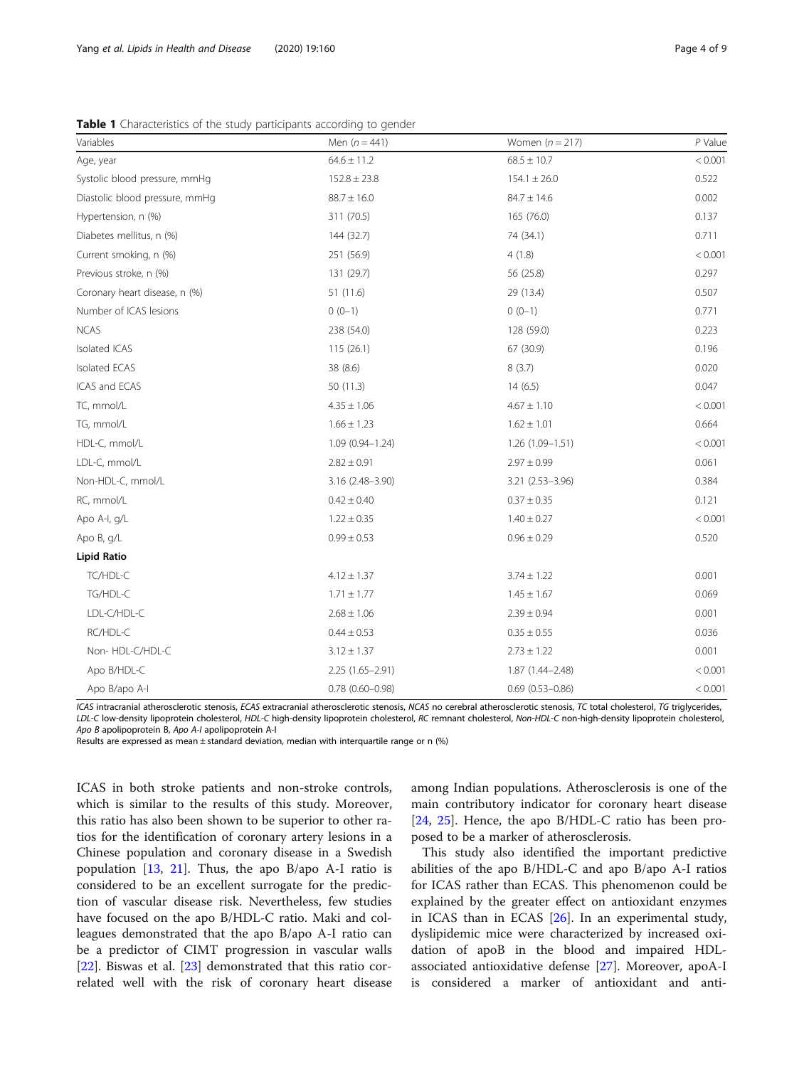**Table 1** Characteristics of the study participants according to gender

| Variables | Men (n = 441) | Women (n = 217) | P Value |
|---|---|---|---|
| Age, year | 64.6 ± 11.2 | 68.5 ± 10.7 | < 0.001 |
| Systolic blood pressure, mmHg | 152.8 ± 23.8 | 154.1 ± 26.0 | 0.522 |
| Diastolic blood pressure, mmHg | 88.7 ± 16.0 | 84.7 ± 14.6 | 0.002 |
| Hypertension, n (%) | 311 (70.5) | 165 (76.0) | 0.137 |
| Diabetes mellitus, n (%) | 144 (32.7) | 74 (34.1) | 0.711 |
| Current smoking, n (%) | 251 (56.9) | 4 (1.8) | < 0.001 |
| Previous stroke, n (%) | 131 (29.7) | 56 (25.8) | 0.297 |
| Coronary heart disease, n (%) | 51 (11.6) | 29 (13.4) | 0.507 |
| Number of ICAS lesions | 0 (0–1) | 0 (0–1) | 0.771 |
| NCAS | 238 (54.0) | 128 (59.0) | 0.223 |
| Isolated ICAS | 115 (26.1) | 67 (30.9) | 0.196 |
| Isolated ECAS | 38 (8.6) | 8 (3.7) | 0.020 |
| ICAS and ECAS | 50 (11.3) | 14 (6.5) | 0.047 |
| TC, mmol/L | 4.35 ± 1.06 | 4.67 ± 1.10 | < 0.001 |
| TG, mmol/L | 1.66 ± 1.23 | 1.62 ± 1.01 | 0.664 |
| HDL-C, mmol/L | 1.09 (0.94–1.24) | 1.26 (1.09–1.51) | < 0.001 |
| LDL-C, mmol/L | 2.82 ± 0.91 | 2.97 ± 0.99 | 0.061 |
| Non-HDL-C, mmol/L | 3.16 (2.48–3.90) | 3.21 (2.53–3.96) | 0.384 |
| RC, mmol/L | 0.42 ± 0.40 | 0.37 ± 0.35 | 0.121 |
| Apo A-I, g/L | 1.22 ± 0.35 | 1.40 ± 0.27 | < 0.001 |
| Apo B, g/L | 0.99 ± 0.53 | 0.96 ± 0.29 | 0.520 |
| **Lipid Ratio** | | | |
| TC/HDL-C | 4.12 ± 1.37 | 3.74 ± 1.22 | 0.001 |
| TG/HDL-C | 1.71 ± 1.77 | 1.45 ± 1.67 | 0.069 |
| LDL-C/HDL-C | 2.68 ± 1.06 | 2.39 ± 0.94 | 0.001 |
| RC/HDL-C | 0.44 ± 0.53 | 0.35 ± 0.55 | 0.036 |
| Non- HDL-C/HDL-C | 3.12 ± 1.37 | 2.73 ± 1.22 | 0.001 |
| Apo B/HDL-C | 2.25 (1.65–2.91) | 1.87 (1.44–2.48) | < 0.001 |
| Apo B/apo A-I | 0.78 (0.60–0.98) | 0.69 (0.53–0.86) | < 0.001 |

*ICAS* intracranial atherosclerotic stenosis, *ECAS* extracranial atherosclerotic stenosis, *NCAS* no cerebral atherosclerotic stenosis, *TC* total cholesterol, *TG* triglycerides, *LDL-C* low-density lipoprotein cholesterol, *HDL-C* high-density lipoprotein cholesterol, *RC* remnant cholesterol, *Non-HDL-C* non-high-density lipoprotein cholesterol, *Apo B* apolipoprotein B, *Apo A-I* apolipoprotein A-I

Results are expressed as mean ± standard deviation, median with interquartile range or n (%)

ICAS in both stroke patients and non-stroke controls, which is similar to the results of this study. Moreover, this ratio has also been shown to be superior to other ratios for the identification of coronary artery lesions in a Chinese population and coronary disease in a Swedish population [13, 21]. Thus, the apo B/apo A-I ratio is considered to be an excellent surrogate for the prediction of vascular disease risk. Nevertheless, few studies have focused on the apo B/HDL-C ratio. Maki and colleagues demonstrated that the apo B/apo A-I ratio can be a predictor of CIMT progression in vascular walls [22]. Biswas et al. [23] demonstrated that this ratio correlated well with the risk of coronary heart disease among Indian populations. Atherosclerosis is one of the main contributory indicator for coronary heart disease [24, 25]. Hence, the apo B/HDL-C ratio has been proposed to be a marker of atherosclerosis.

This study also identified the important predictive abilities of the apo B/HDL-C and apo B/apo A-I ratios for ICAS rather than ECAS. This phenomenon could be explained by the greater effect on antioxidant enzymes in ICAS than in ECAS [26]. In an experimental study, dyslipidemic mice were characterized by increased oxidation of apoB in the blood and impaired HDL-associated antioxidative defense [27]. Moreover, apoA-I is considered a marker of antioxidant and anti-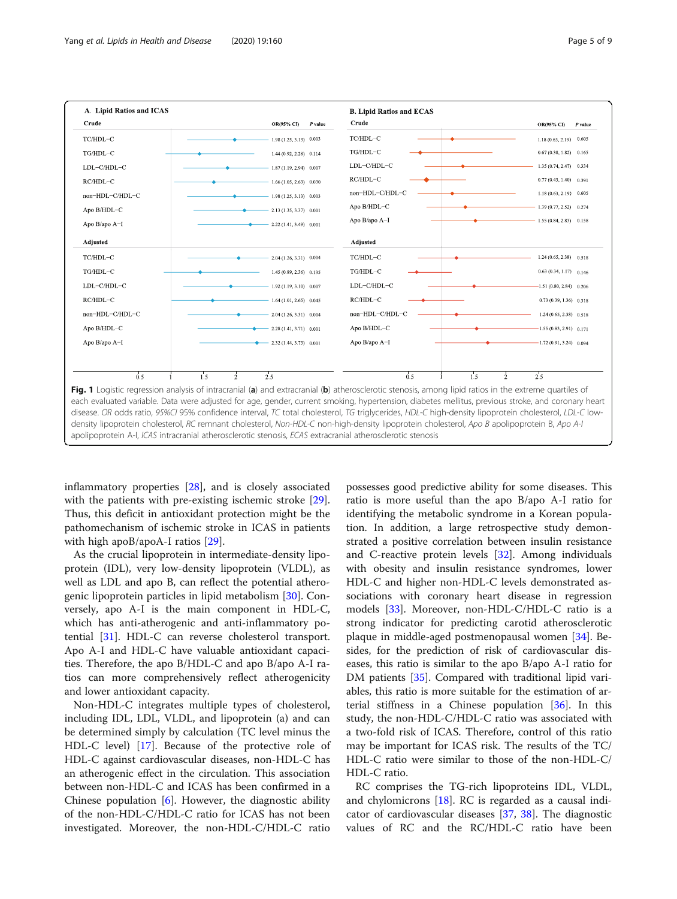**A. Lipid Ratios and ICAS**

| | OR(95% CI) | P value |
|---|---|---|
| **Crude** | | |
| TC/HDL−C | 1.98 (1.25, 3.13) | 0.003 |
| TG/HDL−C | 1.44 (0.92, 2.28) | 0.114 |
| LDL−C/HDL−C | 1.87 (1.19, 2.94) | 0.007 |
| RC/HDL−C | 1.66 (1.05, 2.63) | 0.030 |
| non−HDL−C/HDL−C | 1.98 (1.25, 3.13) | 0.003 |
| Apo B/HDL−C | 2.13 (1.35, 3.37) | 0.001 |
| Apo B/apo A−I | 2.22 (1.41, 3.49) | 0.001 |
| **Adjusted** | | |
| TC/HDL−C | 2.04 (1.26, 3.31) | 0.004 |
| TG/HDL−C | 1.45 (0.89, 2.36) | 0.135 |
| LDL−C/HDL−C | 1.92 (1.19, 3.10) | 0.007 |
| RC/HDL−C | 1.64 (1.01, 2.65) | 0.045 |
| non−HDL−C/HDL−C | 2.04 (1.26, 3.31) | 0.004 |
| Apo B/HDL−C | 2.28 (1.41, 3.71) | 0.001 |
| Apo B/apo A−I | 2.32 (1.44, 3.73) | 0.001 |

**B. Lipid Ratios and ECAS**

| | OR(95% CI) | P value |
|---|---|---|
| **Crude** | | |
| TC/HDL−C | 1.18 (0.63, 2.19) | 0.605 |
| TG/HDL−C | 0.67 (0.38, 1.82) | 0.165 |
| LDL−C/HDL−C | 1.35 (0.74, 2.47) | 0.334 |
| RC/HDL−C | 0.77 (0.43, 1.40) | 0.391 |
| non−HDL−C/HDL−C | 1.18 (0.63, 2.19) | 0.605 |
| Apo B/HDL−C | 1.39 (0.77, 2.52) | 0.274 |
| Apo B/apo A−I | 1.55 (0.84, 2.83) | 0.158 |
| **Adjusted** | | |
| TC/HDL−C | 1.24 (0.65, 2.38) | 0.518 |
| TG/HDL−C | 0.63 (0.34, 1.17) | 0.146 |
| LDL−C/HDL−C | 1.51 (0.80, 2.84) | 0.206 |
| RC/HDL−C | 0.73 (0.39, 1.36) | 0.318 |
| non−HDL−C/HDL−C | 1.24 (0.65, 2.38) | 0.518 |
| Apo B/HDL−C | 1.55 (0.83, 2.91) | 0.171 |
| Apo B/apo A−I | 1.72 (0.91, 3.24) | 0.094 |

**Fig. 1** Logistic regression analysis of intracranial (**a**) and extracranial (**b**) atherosclerotic stenosis, among lipid ratios in the extreme quartiles of each evaluated variable. Data were adjusted for age, gender, current smoking, hypertension, diabetes mellitus, previous stroke, and coronary heart disease. *OR* odds ratio, *95%CI* 95% confidence interval, *TC* total cholesterol, *TG* triglycerides, *HDL-C* high-density lipoprotein cholesterol, *LDL-C* low-density lipoprotein cholesterol, *RC* remnant cholesterol, *Non-HDL-C* non-high-density lipoprotein cholesterol, *Apo B* apolipoprotein B, *Apo A-I* apolipoprotein A-I, *ICAS* intracranial atherosclerotic stenosis, *ECAS* extracranial atherosclerotic stenosis

inflammatory properties [28], and is closely associated with the patients with pre-existing ischemic stroke [29]. Thus, this deficit in antioxidant protection might be the pathomechanism of ischemic stroke in ICAS in patients with high apoB/apoA-I ratios [29].

As the crucial lipoprotein in intermediate-density lipoprotein (IDL), very low-density lipoprotein (VLDL), as well as LDL and apo B, can reflect the potential atherogenic lipoprotein particles in lipid metabolism [30]. Conversely, apo A-I is the main component in HDL-C, which has anti-atherogenic and anti-inflammatory potential [31]. HDL-C can reverse cholesterol transport. Apo A-I and HDL-C have valuable antioxidant capacities. Therefore, the apo B/HDL-C and apo B/apo A-I ratios can more comprehensively reflect atherogenicity and lower antioxidant capacity.

Non-HDL-C integrates multiple types of cholesterol, including IDL, LDL, VLDL, and lipoprotein (a) and can be determined simply by calculation (TC level minus the HDL-C level) [17]. Because of the protective role of HDL-C against cardiovascular diseases, non-HDL-C has an atherogenic effect in the circulation. This association between non-HDL-C and ICAS has been confirmed in a Chinese population [6]. However, the diagnostic ability of the non-HDL-C/HDL-C ratio for ICAS has not been investigated. Moreover, the non-HDL-C/HDL-C ratio possesses good predictive ability for some diseases. This ratio is more useful than the apo B/apo A-I ratio for identifying the metabolic syndrome in a Korean population. In addition, a large retrospective study demonstrated a positive correlation between insulin resistance and C-reactive protein levels [32]. Among individuals with obesity and insulin resistance syndromes, lower HDL-C and higher non-HDL-C levels demonstrated associations with coronary heart disease in regression models [33]. Moreover, non-HDL-C/HDL-C ratio is a strong indicator for predicting carotid atherosclerotic plaque in middle-aged postmenopausal women [34]. Besides, for the prediction of risk of cardiovascular diseases, this ratio is similar to the apo B/apo A-I ratio for DM patients [35]. Compared with traditional lipid variables, this ratio is more suitable for the estimation of arterial stiffness in a Chinese population [36]. In this study, the non-HDL-C/HDL-C ratio was associated with a two-fold risk of ICAS. Therefore, control of this ratio may be important for ICAS risk. The results of the TC/HDL-C ratio were similar to those of the non-HDL-C/HDL-C ratio.

RC comprises the TG-rich lipoproteins IDL, VLDL, and chylomicrons [18]. RC is regarded as a causal indicator of cardiovascular diseases [37, 38]. The diagnostic values of RC and the RC/HDL-C ratio have been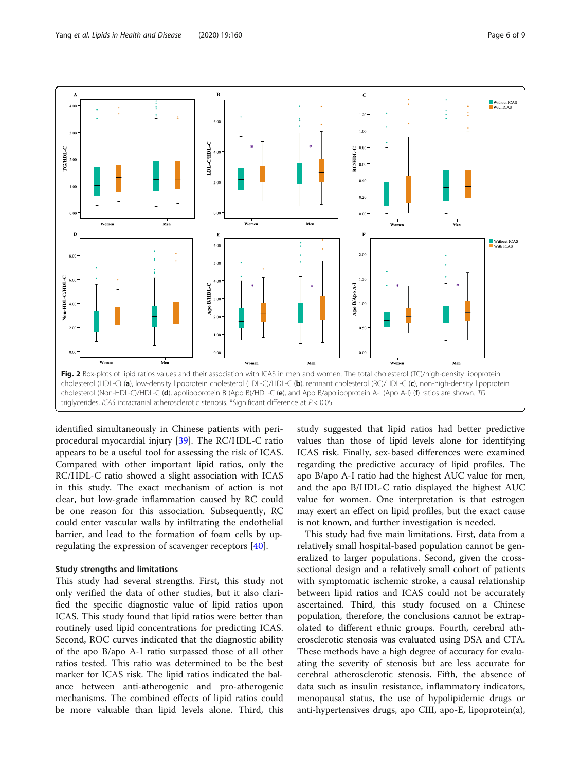Fig. 2 Box-plots of lipid ratios values and their association with ICAS in men and women. The total cholesterol (TC)/high-density lipoprotein cholesterol (HDL-C) (**a**), low-density lipoprotein cholesterol (LDL-C)/HDL-C (**b**), remnant cholesterol (RC)/HDL-C (**c**), non-high-density lipoprotein cholesterol (Non-HDL-C)/HDL-C (**d**), apolipoprotein B (Apo B)/HDL-C (**e**), and Apo B/apolipoprotein A-I (Apo A-I) (**f**) ratios are shown. *TG* triglycerides, *ICAS* intracranial atherosclerotic stenosis. *Significant difference at $P < 0.05$

identified simultaneously in Chinese patients with peri-procedural myocardial injury [39]. The RC/HDL-C ratio appears to be a useful tool for assessing the risk of ICAS. Compared with other important lipid ratios, only the RC/HDL-C ratio showed a slight association with ICAS in this study. The exact mechanism of action is not clear, but low-grade inflammation caused by RC could be one reason for this association. Subsequently, RC could enter vascular walls by infiltrating the endothelial barrier, and lead to the formation of foam cells by up-regulating the expression of scavenger receptors [40].

### Study strengths and limitations

This study had several strengths. First, this study not only verified the data of other studies, but it also clarified the specific diagnostic value of lipid ratios upon ICAS. This study found that lipid ratios were better than routinely used lipid concentrations for predicting ICAS. Second, ROC curves indicated that the diagnostic ability of the apo B/apo A-I ratio surpassed those of all other ratios tested. This ratio was determined to be the best marker for ICAS risk. The lipid ratios indicated the balance between anti-atherogenic and pro-atherogenic mechanisms. The combined effects of lipid ratios could be more valuable than lipid levels alone. Third, this study suggested that lipid ratios had better predictive values than those of lipid levels alone for identifying ICAS risk. Finally, sex-based differences were examined regarding the predictive accuracy of lipid profiles. The apo B/apo A-I ratio had the highest AUC value for men, and the apo B/HDL-C ratio displayed the highest AUC value for women. One interpretation is that estrogen may exert an effect on lipid profiles, but the exact cause is not known, and further investigation is needed.

This study had five main limitations. First, data from a relatively small hospital-based population cannot be generalized to larger populations. Second, given the cross-sectional design and a relatively small cohort of patients with symptomatic ischemic stroke, a causal relationship between lipid ratios and ICAS could not be accurately ascertained. Third, this study focused on a Chinese population, therefore, the conclusions cannot be extrapolated to different ethnic groups. Fourth, cerebral atherosclerotic stenosis was evaluated using DSA and CTA. These methods have a high degree of accuracy for evaluating the severity of stenosis but are less accurate for cerebral atherosclerotic stenosis. Fifth, the absence of data such as insulin resistance, inflammatory indicators, menopausal status, the use of hypolipidemic drugs or anti-hypertensives drugs, apo CIII, apo-E, lipoprotein(a),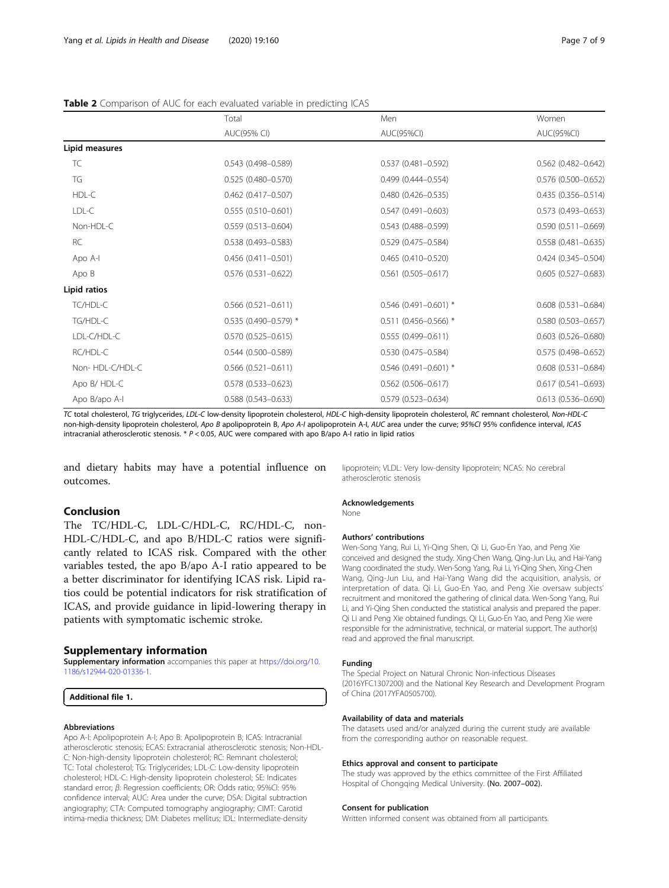**Table 2** Comparison of AUC for each evaluated variable in predicting ICAS

| | Total | Men | Women |
|---|---|---|---|
| | AUC(95% CI) | AUC(95%CI) | AUC(95%CI) |
| **Lipid measures** | | | |
| TC | 0.543 (0.498–0.589) | 0.537 (0.481–0.592) | 0.562 (0.482–0.642) |
| TG | 0.525 (0.480–0.570) | 0.499 (0.444–0.554) | 0.576 (0.500–0.652) |
| HDL-C | 0.462 (0.417–0.507) | 0.480 (0.426–0.535) | 0.435 (0.356–0.514) |
| LDL-C | 0.555 (0.510–0.601) | 0.547 (0.491–0.603) | 0.573 (0.493–0.653) |
| Non-HDL-C | 0.559 (0.513–0.604) | 0.543 (0.488–0.599) | 0.590 (0.511–0.669) |
| RC | 0.538 (0.493–0.583) | 0.529 (0.475–0.584) | 0.558 (0.481–0.635) |
| Apo A-I | 0.456 (0.411–0.501) | 0.465 (0.410–0.520) | 0.424 (0.345–0.504) |
| Apo B | 0.576 (0.531–0.622) | 0.561 (0.505–0.617) | 0.605 (0.527–0.683) |
| **Lipid ratios** | | | |
| TC/HDL-C | 0.566 (0.521–0.611) | 0.546 (0.491–0.601) * | 0.608 (0.531–0.684) |
| TG/HDL-C | 0.535 (0.490–0.579) * | 0.511 (0.456–0.566) * | 0.580 (0.503–0.657) |
| LDL-C/HDL-C | 0.570 (0.525–0.615) | 0.555 (0.499–0.611) | 0.603 (0.526–0.680) |
| RC/HDL-C | 0.544 (0.500–0.589) | 0.530 (0.475–0.584) | 0.575 (0.498–0.652) |
| Non- HDL-C/HDL-C | 0.566 (0.521–0.611) | 0.546 (0.491–0.601) * | 0.608 (0.531–0.684) |
| Apo B/ HDL-C | 0.578 (0.533–0.623) | 0.562 (0.506–0.617) | 0.617 (0.541–0.693) |
| Apo B/apo A-I | 0.588 (0.543–0.633) | 0.579 (0.523–0.634) | 0.613 (0.536–0.690) |

*TC* total cholesterol, *TG* triglycerides, *LDL-C* low-density lipoprotein cholesterol, *HDL-C* high-density lipoprotein cholesterol, *RC* remnant cholesterol, *Non-HDL-C* non-high-density lipoprotein cholesterol, *Apo B* apolipoprotein B, *Apo A-I* apolipoprotein A-I, *AUC* area under the curve; *95%CI* 95% confidence interval, *ICAS* intracranial atherosclerotic stenosis. * $P < 0.05$, AUC were compared with apo B/apo A-I ratio in lipid ratios

and dietary habits may have a potential influence on outcomes.

## Conclusion

The TC/HDL-C, LDL-C/HDL-C, RC/HDL-C, non-HDL-C/HDL-C, and apo B/HDL-C ratios were significantly related to ICAS risk. Compared with the other variables tested, the apo B/apo A-I ratio appeared to be a better discriminator for identifying ICAS risk. Lipid ratios could be potential indicators for risk stratification of ICAS, and provide guidance in lipid-lowering therapy in patients with symptomatic ischemic stroke.

## Supplementary information

**Supplementary information** accompanies this paper at https://doi.org/10.1186/s12944-020-01336-1.

**Additional file 1.**

### Abbreviations

Apo A-I: Apolipoprotein A-I; Apo B: Apolipoprotein B; ICAS: Intracranial atherosclerotic stenosis; ECAS: Extracranial atherosclerotic stenosis; Non-HDL-C: Non-high-density lipoprotein cholesterol; RC: Remnant cholesterol; TC: Total cholesterol; TG: Triglycerides; LDL-C: Low-density lipoprotein cholesterol; HDL-C: High-density lipoprotein cholesterol; SE: Indicates standard error; β: Regression coefficients; OR: Odds ratio; 95%CI: 95% confidence interval; AUC: Area under the curve; DSA: Digital subtraction angiography; CTA: Computed tomography angiography; CIMT: Carotid intima-media thickness; DM: Diabetes mellitus; IDL: Intermediate-density lipoprotein; VLDL: Very low-density lipoprotein; NCAS: No cerebral atherosclerotic stenosis

### Acknowledgements

None

### Authors' contributions

Wen-Song Yang, Rui Li, Yi-Qing Shen, Qi Li, Guo-En Yao, and Peng Xie conceived and designed the study. Xing-Chen Wang, Qing-Jun Liu, and Hai-Yang Wang coordinated the study. Wen-Song Yang, Rui Li, Yi-Qing Shen, Xing-Chen Wang, Qing-Jun Liu, and Hai-Yang Wang did the acquisition, analysis, or interpretation of data. Qi Li, Guo-En Yao, and Peng Xie oversaw subjects' recruitment and monitored the gathering of clinical data. Wen-Song Yang, Rui Li, and Yi-Qing Shen conducted the statistical analysis and prepared the paper. Qi Li and Peng Xie obtained fundings. Qi Li, Guo-En Yao, and Peng Xie were responsible for the administrative, technical, or material support. The author(s) read and approved the final manuscript.

### Funding

The Special Project on Natural Chronic Non-infectious Diseases (2016YFC1307200) and the National Key Research and Development Program of China (2017YFA0505700).

### Availability of data and materials

The datasets used and/or analyzed during the current study are available from the corresponding author on reasonable request.

### Ethics approval and consent to participate

The study was approved by the ethics committee of the First Affiliated Hospital of Chongqing Medical University. (No. 2007–002).

### Consent for publication

Written informed consent was obtained from all participants.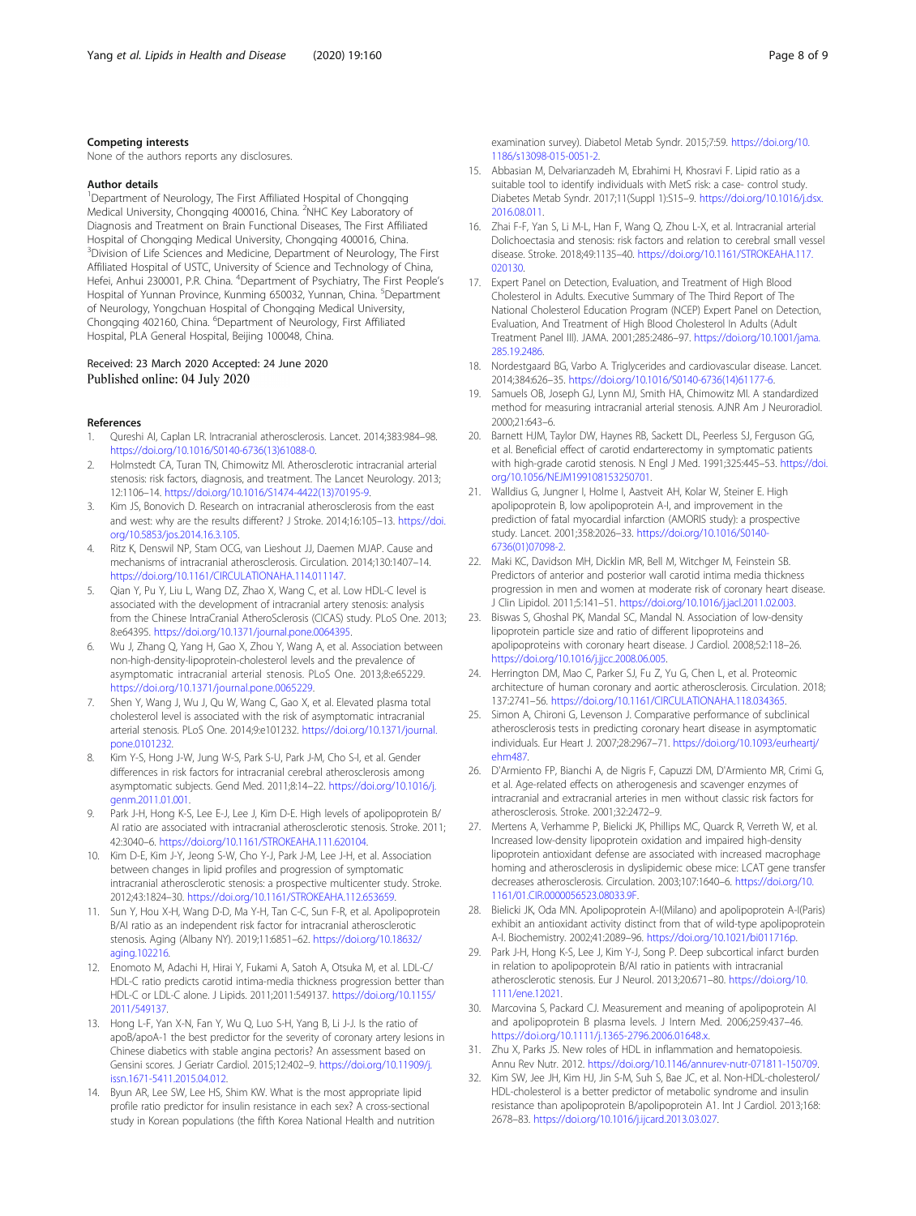#### Competing interests

None of the authors reports any disclosures.

#### Author details

[1]Department of Neurology, The First Affiliated Hospital of Chongqing Medical University, Chongqing 400016, China. [2]NHC Key Laboratory of Diagnosis and Treatment on Brain Functional Diseases, The First Affiliated Hospital of Chongqing Medical University, Chongqing 400016, China. [3]Division of Life Sciences and Medicine, Department of Neurology, The First Affiliated Hospital of USTC, University of Science and Technology of China, Hefei, Anhui 230001, P.R. China. [4]Department of Psychiatry, The First People's Hospital of Yunnan Province, Kunming 650032, Yunnan, China. [5]Department of Neurology, Yongchuan Hospital of Chongqing Medical University, Chongqing 402160, China. [6]Department of Neurology, First Affiliated Hospital, PLA General Hospital, Beijing 100048, China.

Received: 23 March 2020 Accepted: 24 June 2020
Published online: 04 July 2020

#### References

1. Qureshi AI, Caplan LR. Intracranial atherosclerosis. Lancet. 2014;383:984–98. https://doi.org/10.1016/S0140-6736(13)61088-0.
2. Holmstedt CA, Turan TN, Chimowitz MI. Atherosclerotic intracranial arterial stenosis: risk factors, diagnosis, and treatment. The Lancet Neurology. 2013; 12:1106–14. https://doi.org/10.1016/S1474-4422(13)70195-9.
3. Kim JS, Bonovich D. Research on intracranial atherosclerosis from the east and west: why are the results different? J Stroke. 2014;16:105–13. https://doi.org/10.5853/jos.2014.16.3.105.
4. Ritz K, Denswil NP, Stam OCG, van Lieshout JJ, Daemen MJAP. Cause and mechanisms of intracranial atherosclerosis. Circulation. 2014;130:1407–14. https://doi.org/10.1161/CIRCULATIONAHA.114.011147.
5. Qian Y, Pu Y, Liu L, Wang DZ, Zhao X, Wang C, et al. Low HDL-C level is associated with the development of intracranial artery stenosis: analysis from the Chinese IntraCranial AtheroSclerosis (CICAS) study. PLoS One. 2013; 8:e64395. https://doi.org/10.1371/journal.pone.0064395.
6. Wu J, Zhang Q, Yang H, Gao X, Zhou Y, Wang A, et al. Association between non-high-density-lipoprotein-cholesterol levels and the prevalence of asymptomatic intracranial arterial stenosis. PLoS One. 2013;8:e65229. https://doi.org/10.1371/journal.pone.0065229.
7. Shen Y, Wang J, Wu J, Qu W, Wang C, Gao X, et al. Elevated plasma total cholesterol level is associated with the risk of asymptomatic intracranial arterial stenosis. PLoS One. 2014;9:e101232. https://doi.org/10.1371/journal.pone.0101232.
8. Kim Y-S, Hong J-W, Jung W-S, Park S-U, Park J-M, Cho S-I, et al. Gender differences in risk factors for intracranial cerebral atherosclerosis among asymptomatic subjects. Gend Med. 2011;8:14–22. https://doi.org/10.1016/j.genm.2011.01.001.
9. Park J-H, Hong K-S, Lee E-J, Lee J, Kim D-E. High levels of apolipoprotein B/AI ratio are associated with intracranial atherosclerotic stenosis. Stroke. 2011; 42:3040–6. https://doi.org/10.1161/STROKEAHA.111.620104.
10. Kim D-E, Kim J-Y, Jeong S-W, Cho Y-J, Park J-M, Lee J-H, et al. Association between changes in lipid profiles and progression of symptomatic intracranial atherosclerotic stenosis: a prospective multicenter study. Stroke. 2012;43:1824–30. https://doi.org/10.1161/STROKEAHA.112.653659.
11. Sun Y, Hou X-H, Wang D-D, Ma Y-H, Tan C-C, Sun F-R, et al. Apolipoprotein B/AI ratio as an independent risk factor for intracranial atherosclerotic stenosis. Aging (Albany NY). 2019;11:6851–62. https://doi.org/10.18632/aging.102216.
12. Enomoto M, Adachi H, Hirai Y, Fukami A, Satoh A, Otsuka M, et al. LDL-C/HDL-C ratio predicts carotid intima-media thickness progression better than HDL-C or LDL-C alone. J Lipids. 2011;2011:549137. https://doi.org/10.1155/2011/549137.
13. Hong L-F, Yan X-N, Fan Y, Wu Q, Luo S-H, Yang B, Li J-J. Is the ratio of apoB/apoA-1 the best predictor for the severity of coronary artery lesions in Chinese diabetics with stable angina pectoris? An assessment based on Gensini scores. J Geriatr Cardiol. 2015;12:402–9. https://doi.org/10.11909/j.issn.1671-5411.2015.04.012.
14. Byun AR, Lee SW, Lee HS, Shim KW. What is the most appropriate lipid profile ratio predictor for insulin resistance in each sex? A cross-sectional study in Korean populations (the fifth Korea National Health and nutrition examination survey). Diabetol Metab Syndr. 2015;7:59. https://doi.org/10.1186/s13098-015-0051-2.
15. Abbasian M, Delvarianzadeh M, Ebrahimi H, Khosravi F. Lipid ratio as a suitable tool to identify individuals with MetS risk: a case- control study. Diabetes Metab Syndr. 2017;11(Suppl 1):S15–9. https://doi.org/10.1016/j.dsx.2016.08.011.
16. Zhai F-F, Yan S, Li M-L, Han F, Wang Q, Zhou L-X, et al. Intracranial arterial Dolichoectasia and stenosis: risk factors and relation to cerebral small vessel disease. Stroke. 2018;49:1135–40. https://doi.org/10.1161/STROKEAHA.117.020130.
17. Expert Panel on Detection, Evaluation, and Treatment of High Blood Cholesterol in Adults. Executive Summary of The Third Report of The National Cholesterol Education Program (NCEP) Expert Panel on Detection, Evaluation, And Treatment of High Blood Cholesterol In Adults (Adult Treatment Panel III). JAMA. 2001;285:2486–97. https://doi.org/10.1001/jama.285.19.2486.
18. Nordestgaard BG, Varbo A. Triglycerides and cardiovascular disease. Lancet. 2014;384:626–35. https://doi.org/10.1016/S0140-6736(14)61177-6.
19. Samuels OB, Joseph GJ, Lynn MJ, Smith HA, Chimowitz MI. A standardized method for measuring intracranial arterial stenosis. AJNR Am J Neuroradiol. 2000;21:643–6.
20. Barnett HJM, Taylor DW, Haynes RB, Sackett DL, Peerless SJ, Ferguson GG, et al. Beneficial effect of carotid endarterectomy in symptomatic patients with high-grade carotid stenosis. N Engl J Med. 1991;325:445–53. https://doi.org/10.1056/NEJM199108153250701.
21. Walldius G, Jungner I, Holme I, Aastveit AH, Kolar W, Steiner E. High apolipoprotein B, low apolipoprotein A-I, and improvement in the prediction of fatal myocardial infarction (AMORIS study): a prospective study. Lancet. 2001;358:2026–33. https://doi.org/10.1016/S0140-6736(01)07098-2.
22. Maki KC, Davidson MH, Dicklin MR, Bell M, Witchger M, Feinstein SB. Predictors of anterior and posterior wall carotid intima media thickness progression in men and women at moderate risk of coronary heart disease. J Clin Lipidol. 2011;5:141–51. https://doi.org/10.1016/j.jacl.2011.02.003.
23. Biswas S, Ghoshal PK, Mandal SC, Mandal N. Association of low-density lipoprotein particle size and ratio of different lipoproteins and apolipoproteins with coronary heart disease. J Cardiol. 2008;52:118–26. https://doi.org/10.1016/j.jjcc.2008.06.005.
24. Herrington DM, Mao C, Parker SJ, Fu Z, Yu G, Chen L, et al. Proteomic architecture of human coronary and aortic atherosclerosis. Circulation. 2018; 137:2741–56. https://doi.org/10.1161/CIRCULATIONAHA.118.034365.
25. Simon A, Chironi G, Levenson J. Comparative performance of subclinical atherosclerosis tests in predicting coronary heart disease in asymptomatic individuals. Eur Heart J. 2007;28:2967–71. https://doi.org/10.1093/eurheartj/ehm487.
26. D'Armiento FP, Bianchi A, de Nigris F, Capuzzi DM, D'Armiento MR, Crimi G, et al. Age-related effects on atherogenesis and scavenger enzymes of intracranial and extracranial arteries in men without classic risk factors for atherosclerosis. Stroke. 2001;32:2472–9.
27. Mertens A, Verhamme P, Bielicki JK, Phillips MC, Quarck R, Verreth W, et al. Increased low-density lipoprotein oxidation and impaired high-density lipoprotein antioxidant defense are associated with increased macrophage homing and atherosclerosis in dyslipidemic obese mice: LCAT gene transfer decreases atherosclerosis. Circulation. 2003;107:1640–6. https://doi.org/10.1161/01.CIR.0000056523.08033.9F.
28. Bielicki JK, Oda MN. Apolipoprotein A-I(Milano) and apolipoprotein A-I(Paris) exhibit an antioxidant activity distinct from that of wild-type apolipoprotein A-I. Biochemistry. 2002;41:2089–96. https://doi.org/10.1021/bi011716p.
29. Park J-H, Hong K-S, Lee J, Kim Y-J, Song P. Deep subcortical infarct burden in relation to apolipoprotein B/AI ratio in patients with intracranial atherosclerotic stenosis. Eur J Neurol. 2013;20:671–80. https://doi.org/10.1111/ene.12021.
30. Marcovina S, Packard CJ. Measurement and meaning of apolipoprotein AI and apolipoprotein B plasma levels. J Intern Med. 2006;259:437–46. https://doi.org/10.1111/j.1365-2796.2006.01648.x.
31. Zhu X, Parks JS. New roles of HDL in inflammation and hematopoiesis. Annu Rev Nutr. 2012. https://doi.org/10.1146/annurev-nutr-071811-150709.
32. Kim SW, Jee JH, Kim HJ, Jin S-M, Suh S, Bae JC, et al. Non-HDL-cholesterol/HDL-cholesterol is a better predictor of metabolic syndrome and insulin resistance than apolipoprotein B/apolipoprotein A1. Int J Cardiol. 2013;168:2678–83. https://doi.org/10.1016/j.ijcard.2013.03.027.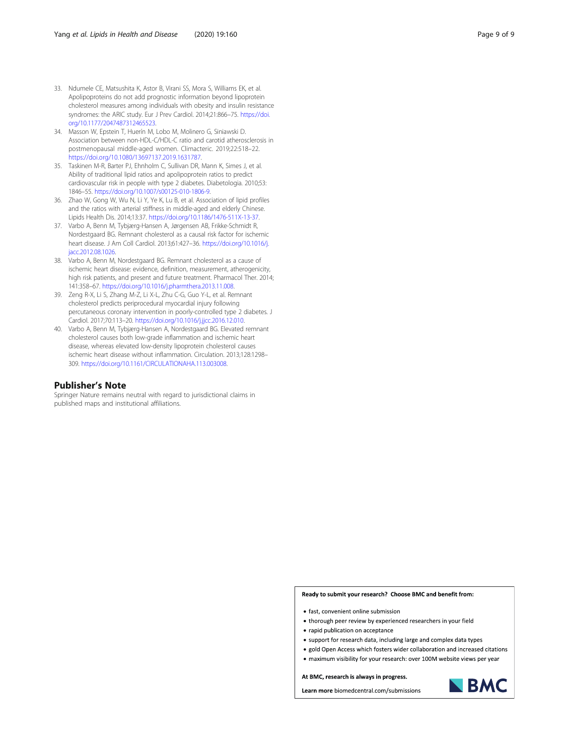33. Ndumele CE, Matsushita K, Astor B, Virani SS, Mora S, Williams EK, et al. Apolipoproteins do not add prognostic information beyond lipoprotein cholesterol measures among individuals with obesity and insulin resistance syndromes: the ARIC study. Eur J Prev Cardiol. 2014;21:866–75. https://doi.org/10.1177/2047487312465523.
34. Masson W, Epstein T, Huerín M, Lobo M, Molinero G, Siniawski D. Association between non-HDL-C/HDL-C ratio and carotid atherosclerosis in postmenopausal middle-aged women. Climacteric. 2019;22:518–22. https://doi.org/10.1080/13697137.2019.1631787.
35. Taskinen M-R, Barter PJ, Ehnholm C, Sullivan DR, Mann K, Simes J, et al. Ability of traditional lipid ratios and apolipoprotein ratios to predict cardiovascular risk in people with type 2 diabetes. Diabetologia. 2010;53: 1846–55. https://doi.org/10.1007/s00125-010-1806-9.
36. Zhao W, Gong W, Wu N, Li Y, Ye K, Lu B, et al. Association of lipid profiles and the ratios with arterial stiffness in middle-aged and elderly Chinese. Lipids Health Dis. 2014;13:37. https://doi.org/10.1186/1476-511X-13-37.
37. Varbo A, Benn M, Tybjærg-Hansen A, Jørgensen AB, Frikke-Schmidt R, Nordestgaard BG. Remnant cholesterol as a causal risk factor for ischemic heart disease. J Am Coll Cardiol. 2013;61:427–36. https://doi.org/10.1016/j.jacc.2012.08.1026.
38. Varbo A, Benn M, Nordestgaard BG. Remnant cholesterol as a cause of ischemic heart disease: evidence, definition, measurement, atherogenicity, high risk patients, and present and future treatment. Pharmacol Ther. 2014; 141:358–67. https://doi.org/10.1016/j.pharmthera.2013.11.008.
39. Zeng R-X, Li S, Zhang M-Z, Li X-L, Zhu C-G, Guo Y-L, et al. Remnant cholesterol predicts periprocedural myocardial injury following percutaneous coronary intervention in poorly-controlled type 2 diabetes. J Cardiol. 2017;70:113–20. https://doi.org/10.1016/j.jjcc.2016.12.010.
40. Varbo A, Benn M, Tybjærg-Hansen A, Nordestgaard BG. Elevated remnant cholesterol causes both low-grade inflammation and ischemic heart disease, whereas elevated low-density lipoprotein cholesterol causes ischemic heart disease without inflammation. Circulation. 2013;128:1298–309. https://doi.org/10.1161/CIRCULATIONAHA.113.003008.

## Publisher's Note

Springer Nature remains neutral with regard to jurisdictional claims in published maps and institutional affiliations.

**Ready to submit your research? Choose BMC and benefit from:**

- fast, convenient online submission
- thorough peer review by experienced researchers in your field
- rapid publication on acceptance
- support for research data, including large and complex data types
- gold Open Access which fosters wider collaboration and increased citations
- maximum visibility for your research: over 100M website views per year

**At BMC, research is always in progress.**

**Learn more** biomedcentral.com/submissions

BMC